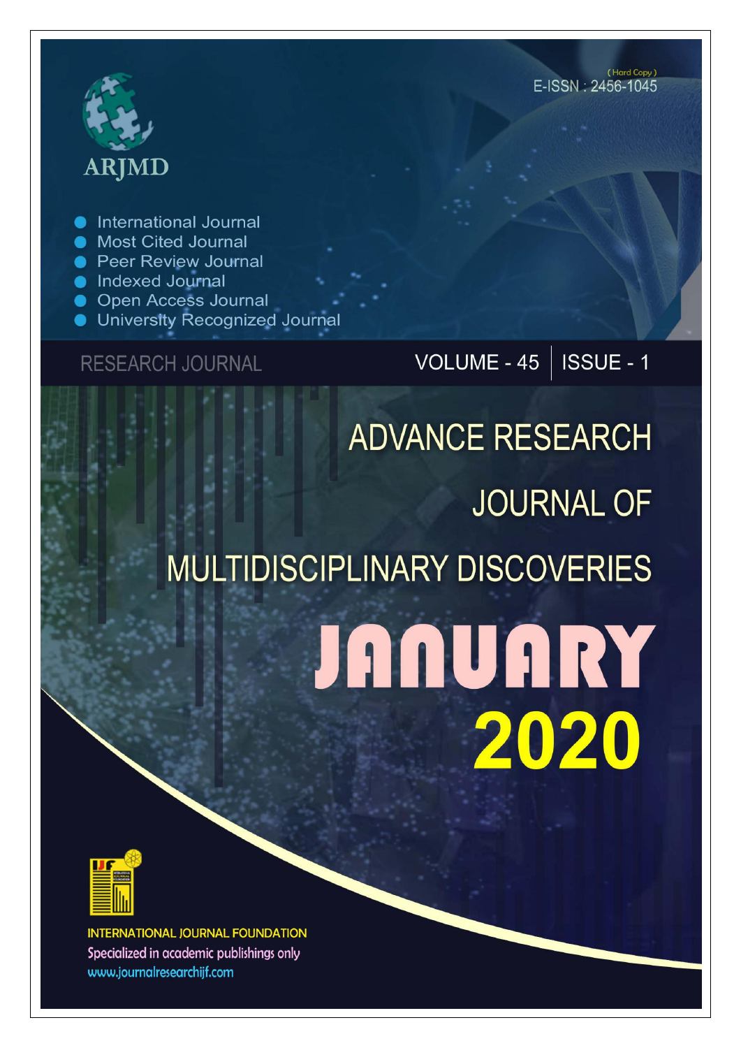ARJMD

(Hard Copy)
E-ISSN : 2456-1045

- International Journal
- Most Cited Journal
- Peer Review Journal
- Indexed Journal
- Open Access Journal
- University Recognized Journal

RESEARCH JOURNAL

VOLUME - 45 | ISSUE - 1

# ADVANCE RESEARCH JOURNAL OF MULTIDISCIPLINARY DISCOVERIES

# JANUARY 2020

INTERNATIONAL JOURNAL FOUNDATION

Specialized in academic publishings only

www.journalresearchijf.com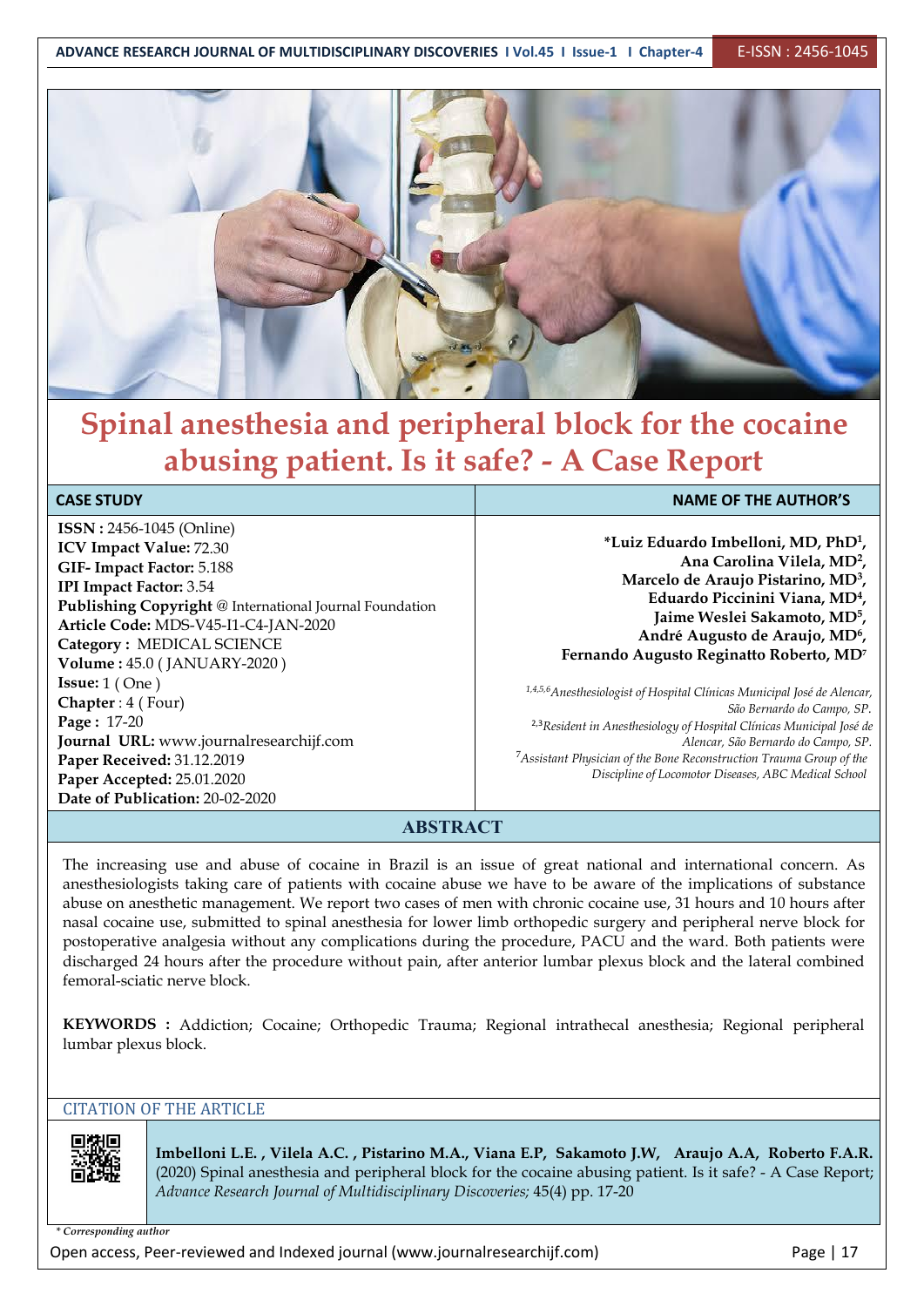# Spinal anesthesia and peripheral block for the cocaine abusing patient. Is it safe? - A Case Report

| CASE STUDY | NAME OF THE AUTHOR'S |
|---|---|
| **ISSN :** 2456-1045 (Online)<br>**ICV Impact Value:** 72.30<br>**GIF- Impact Factor:** 5.188<br>**IPI Impact Factor:** 3.54<br>**Publishing Copyright** @ International Journal Foundation<br>**Article Code:** MDS-V45-I1-C4-JAN-2020<br>**Category :** MEDICAL SCIENCE<br>**Volume :** 45.0 ( JANUARY-2020 )<br>**Issue:** 1 ( One )<br>**Chapter** : 4 ( Four)<br>**Page :** 17-20<br>**Journal URL:** www.journalresearchijf.com<br>**Paper Received:** 31.12.2019<br>**Paper Accepted:** 25.01.2020<br>**Date of Publication:** 20-02-2020 | ***Luiz Eduardo Imbelloni, MD, PhD**[1],<br>**Ana Carolina Vilela, MD**[2],<br>**Marcelo de Araujo Pistarino, MD**[3],<br>**Eduardo Piccinini Viana, MD**[4],<br>**Jaime Weslei Sakamoto, MD**[5],<br>**André Augusto de Araujo, MD**[6],<br>**Fernando Augusto Reginatto Roberto, MD**[7]<br><br>[1,4,5,6] *Anesthesiologist of Hospital Clínicas Municipal José de Alencar, São Bernardo do Campo, SP.*<br>[2,3] *Resident in Anesthesiology of Hospital Clínicas Municipal José de Alencar, São Bernardo do Campo, SP.*<br>[7] *Assistant Physician of the Bone Reconstruction Trauma Group of the Discipline of Locomotor Diseases, ABC Medical School* |

## ABSTRACT

The increasing use and abuse of cocaine in Brazil is an issue of great national and international concern. As anesthesiologists taking care of patients with cocaine abuse we have to be aware of the implications of substance abuse on anesthetic management. We report two cases of men with chronic cocaine use, 31 hours and 10 hours after nasal cocaine use, submitted to spinal anesthesia for lower limb orthopedic surgery and peripheral nerve block for postoperative analgesia without any complications during the procedure, PACU and the ward. Both patients were discharged 24 hours after the procedure without pain, after anterior lumbar plexus block and the lateral combined femoral-sciatic nerve block.

**KEYWORDS :** Addiction; Cocaine; Orthopedic Trauma; Regional intrathecal anesthesia; Regional peripheral lumbar plexus block.

### CITATION OF THE ARTICLE

**Imbelloni L.E. , Vilela A.C. , Pistarino M.A., Viana E.P, Sakamoto J.W, Araujo A.A, Roberto F.A.R.** (2020) Spinal anesthesia and peripheral block for the cocaine abusing patient. Is it safe? - A Case Report; *Advance Research Journal of Multidisciplinary Discoveries;* 45(4) pp. 17-20

*\* Corresponding author*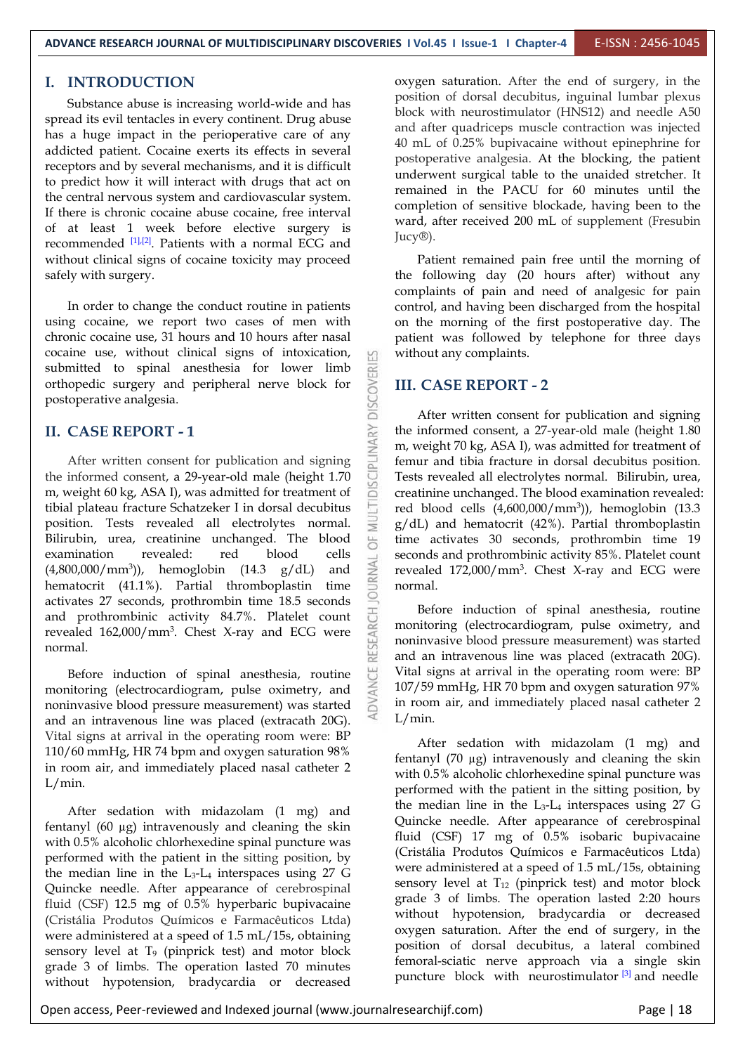# I. INTRODUCTION

Substance abuse is increasing world-wide and has spread its evil tentacles in every continent. Drug abuse has a huge impact in the perioperative care of any addicted patient. Cocaine exerts its effects in several receptors and by several mechanisms, and it is difficult to predict how it will interact with drugs that act on the central nervous system and cardiovascular system. If there is chronic cocaine abuse cocaine, free interval of at least 1 week before elective surgery is recommended [1],[2]. Patients with a normal ECG and without clinical signs of cocaine toxicity may proceed safely with surgery.

In order to change the conduct routine in patients using cocaine, we report two cases of men with chronic cocaine use, 31 hours and 10 hours after nasal cocaine use, without clinical signs of intoxication, submitted to spinal anesthesia for lower limb orthopedic surgery and peripheral nerve block for postoperative analgesia.

# II. CASE REPORT - 1

After written consent for publication and signing the informed consent, a 29-year-old male (height 1.70 m, weight 60 kg, ASA I), was admitted for treatment of tibial plateau fracture Schatzeker I in dorsal decubitus position. Tests revealed all electrolytes normal. Bilirubin, urea, creatinine unchanged. The blood examination revealed: red blood cells (4,800,000/mm$^3$)), hemoglobin (14.3 g/dL) and hematocrit (41.1%). Partial thromboplastin time activates 27 seconds, prothrombin time 18.5 seconds and prothrombinic activity 84.7%. Platelet count revealed 162,000/mm$^3$. Chest X-ray and ECG were normal.

Before induction of spinal anesthesia, routine monitoring (electrocardiogram, pulse oximetry, and noninvasive blood pressure measurement) was started and an intravenous line was placed (extracath 20G). Vital signs at arrival in the operating room were: BP 110/60 mmHg, HR 74 bpm and oxygen saturation 98% in room air, and immediately placed nasal catheter 2 L/min.

After sedation with midazolam (1 mg) and fentanyl (60 µg) intravenously and cleaning the skin with 0.5% alcoholic chlorhexedine spinal puncture was performed with the patient in the sitting position, by the median line in the $L_3$-$L_4$ interspaces using 27 G Quincke needle. After appearance of cerebrospinal fluid (CSF) 12.5 mg of 0.5% hyperbaric bupivacaine (Cristália Produtos Químicos e Farmacêuticos Ltda) were administered at a speed of 1.5 mL/15s, obtaining sensory level at $T_9$ (pinprick test) and motor block grade 3 of limbs. The operation lasted 70 minutes without hypotension, bradycardia or decreased oxygen saturation. After the end of surgery, in the position of dorsal decubitus, inguinal lumbar plexus block with neurostimulator (HNS12) and needle A50 and after quadriceps muscle contraction was injected 40 mL of 0.25% bupivacaine without epinephrine for postoperative analgesia. At the blocking, the patient underwent surgical table to the unaided stretcher. It remained in the PACU for 60 minutes until the completion of sensitive blockade, having been to the ward, after received 200 mL of supplement (Fresubin Jucy®).

Patient remained pain free until the morning of the following day (20 hours after) without any complaints of pain and need of analgesic for pain control, and having been discharged from the hospital on the morning of the first postoperative day. The patient was followed by telephone for three days without any complaints.

# III. CASE REPORT - 2

After written consent for publication and signing the informed consent, a 27-year-old male (height 1.80 m, weight 70 kg, ASA I), was admitted for treatment of femur and tibia fracture in dorsal decubitus position. Tests revealed all electrolytes normal. Bilirubin, urea, creatinine unchanged. The blood examination revealed: red blood cells (4,600,000/mm$^3$)), hemoglobin (13.3 g/dL) and hematocrit (42%). Partial thromboplastin time activates 30 seconds, prothrombin time 19 seconds and prothrombinic activity 85%. Platelet count revealed 172,000/mm$^3$. Chest X-ray and ECG were normal.

Before induction of spinal anesthesia, routine monitoring (electrocardiogram, pulse oximetry, and noninvasive blood pressure measurement) was started and an intravenous line was placed (extracath 20G). Vital signs at arrival in the operating room were: BP 107/59 mmHg, HR 70 bpm and oxygen saturation 97% in room air, and immediately placed nasal catheter 2 L/min.

After sedation with midazolam (1 mg) and fentanyl (70 µg) intravenously and cleaning the skin with 0.5% alcoholic chlorhexedine spinal puncture was performed with the patient in the sitting position, by the median line in the $L_3$-$L_4$ interspaces using 27 G Quincke needle. After appearance of cerebrospinal fluid (CSF) 17 mg of 0.5% isobaric bupivacaine (Cristália Produtos Químicos e Farmacêuticos Ltda) were administered at a speed of 1.5 mL/15s, obtaining sensory level at $T_{12}$ (pinprick test) and motor block grade 3 of limbs. The operation lasted 2:20 hours without hypotension, bradycardia or decreased oxygen saturation. After the end of surgery, in the position of dorsal decubitus, a lateral combined femoral-sciatic nerve approach via a single skin puncture block with neurostimulator [3] and needle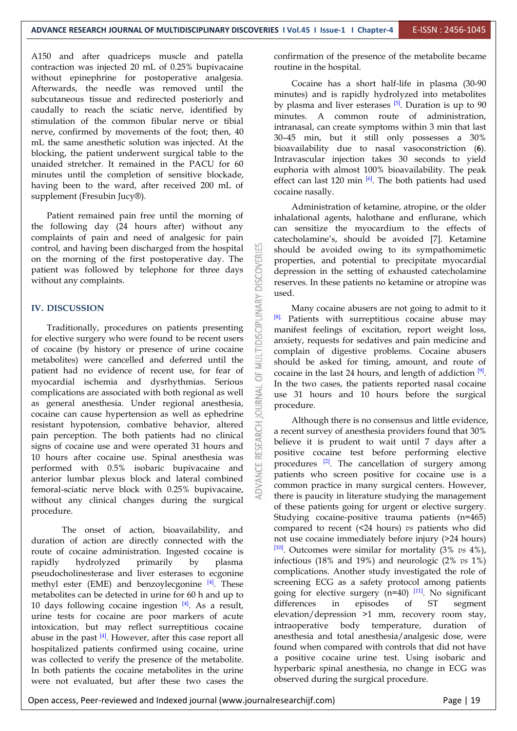A150 and after quadriceps muscle and patella contraction was injected 20 mL of 0.25% bupivacaine without epinephrine for postoperative analgesia. Afterwards, the needle was removed until the subcutaneous tissue and redirected posteriorly and caudally to reach the sciatic nerve, identified by stimulation of the common fibular nerve or tibial nerve, confirmed by movements of the foot; then, 40 mL the same anesthetic solution was injected. At the blocking, the patient underwent surgical table to the unaided stretcher. It remained in the PACU for 60 minutes until the completion of sensitive blockade, having been to the ward, after received 200 mL of supplement (Fresubin Jucy®).

Patient remained pain free until the morning of the following day (24 hours after) without any complaints of pain and need of analgesic for pain control, and having been discharged from the hospital on the morning of the first postoperative day. The patient was followed by telephone for three days without any complaints.

## IV. DISCUSSION

Traditionally, procedures on patients presenting for elective surgery who were found to be recent users of cocaine (by history or presence of urine cocaine metabolites) were cancelled and deferred until the patient had no evidence of recent use, for fear of myocardial ischemia and dysrhythmias. Serious complications are associated with both regional as well as general anesthesia. Under regional anesthesia, cocaine can cause hypertension as well as ephedrine resistant hypotension, combative behavior, altered pain perception. The both patients had no clinical signs of cocaine use and were operated 31 hours and 10 hours after cocaine use. Spinal anesthesia was performed with 0.5% isobaric bupivacaine and anterior lumbar plexus block and lateral combined femoral-sciatic nerve block with 0.25% bupivacaine, without any clinical changes during the surgical procedure.

The onset of action, bioavailability, and duration of action are directly connected with the route of cocaine administration. Ingested cocaine is rapidly hydrolyzed primarily by plasma pseudocholinesterase and liver esterases to ecgonine methyl ester (EME) and benzoylecgonine [4]. These metabolites can be detected in urine for 60 h and up to 10 days following cocaine ingestion [4]. As a result, urine tests for cocaine are poor markers of acute intoxication, but may reflect surreptitious cocaine abuse in the past [4]. However, after this case report all hospitalized patients confirmed using cocaine, urine was collected to verify the presence of the metabolite. In both patients the cocaine metabolites in the urine were not evaluated, but after these two cases the confirmation of the presence of the metabolite became routine in the hospital.

Cocaine has a short half-life in plasma (30-90 minutes) and is rapidly hydrolyzed into metabolites by plasma and liver esterases [5]. Duration is up to 90 minutes. A common route of administration, intranasal, can create symptoms within 3 min that last 30–45 min, but it still only possesses a 30% bioavailability due to nasal vasoconstriction (**6**). Intravascular injection takes 30 seconds to yield euphoria with almost 100% bioavailability. The peak effect can last 120 min [6]. The both patients had used cocaine nasally.

Administration of ketamine, atropine, or the older inhalational agents, halothane and enflurane, which can sensitize the myocardium to the effects of catecholamine's, should be avoided [7]. Ketamine should be avoided owing to its sympathomimetic properties, and potential to precipitate myocardial depression in the setting of exhausted catecholamine reserves. In these patients no ketamine or atropine was used.

Many cocaine abusers are not going to admit to it [8]. Patients with surreptitious cocaine abuse may manifest feelings of excitation, report weight loss, anxiety, requests for sedatives and pain medicine and complain of digestive problems. Cocaine abusers should be asked for timing, amount, and route of cocaine in the last 24 hours, and length of addiction [9]. In the two cases, the patients reported nasal cocaine use 31 hours and 10 hours before the surgical procedure.

Although there is no consensus and little evidence, a recent survey of anesthesia providers found that 30% believe it is prudent to wait until 7 days after a positive cocaine test before performing elective procedures [2]. The cancellation of surgery among patients who screen positive for cocaine use is a common practice in many surgical centers. However, there is paucity in literature studying the management of these patients going for urgent or elective surgery. Studying cocaine-positive trauma patients (n=465) compared to recent (<24 hours) *vs* patients who did not use cocaine immediately before injury (>24 hours) [10]. Outcomes were similar for mortality (3% *vs* 4%), infectious (18% and 19%) and neurologic (2% *vs* 1%) complications. Another study investigated the role of screening ECG as a safety protocol among patients going for elective surgery (n=40) [11]. No significant differences in episodes of ST segment elevation/depression >1 mm, recovery room stay, intraoperative body temperature, duration of anesthesia and total anesthesia/analgesic dose, were found when compared with controls that did not have a positive cocaine urine test. Using isobaric and hyperbaric spinal anesthesia, no change in ECG was observed during the surgical procedure.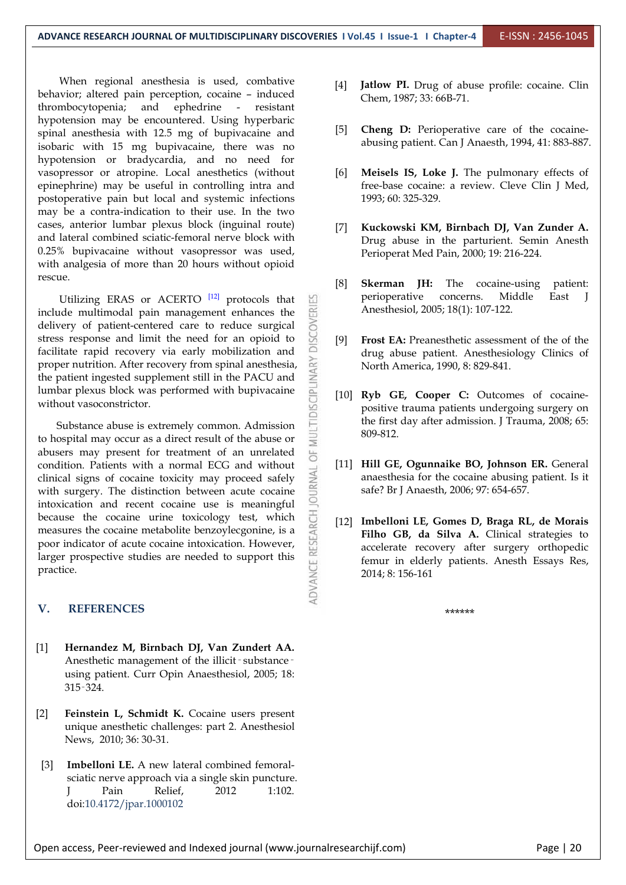When regional anesthesia is used, combative behavior; altered pain perception, cocaine – induced thrombocytopenia; and ephedrine - resistant hypotension may be encountered. Using hyperbaric spinal anesthesia with 12.5 mg of bupivacaine and isobaric with 15 mg bupivacaine, there was no hypotension or bradycardia, and no need for vasopressor or atropine. Local anesthetics (without epinephrine) may be useful in controlling intra and postoperative pain but local and systemic infections may be a contra-indication to their use. In the two cases, anterior lumbar plexus block (inguinal route) and lateral combined sciatic-femoral nerve block with 0.25% bupivacaine without vasopressor was used, with analgesia of more than 20 hours without opioid rescue.

Utilizing ERAS or ACERTO [12] protocols that include multimodal pain management enhances the delivery of patient-centered care to reduce surgical stress response and limit the need for an opioid to facilitate rapid recovery via early mobilization and proper nutrition. After recovery from spinal anesthesia, the patient ingested supplement still in the PACU and lumbar plexus block was performed with bupivacaine without vasoconstrictor.

Substance abuse is extremely common. Admission to hospital may occur as a direct result of the abuse or abusers may present for treatment of an unrelated condition. Patients with a normal ECG and without clinical signs of cocaine toxicity may proceed safely with surgery. The distinction between acute cocaine intoxication and recent cocaine use is meaningful because the cocaine urine toxicology test, which measures the cocaine metabolite benzoylecgonine, is a poor indicator of acute cocaine intoxication. However, larger prospective studies are needed to support this practice.

## V. REFERENCES

[1] **Hernandez M, Birnbach DJ, Van Zundert AA.** Anesthetic management of the illicit‑substance‑using patient. Curr Opin Anaesthesiol, 2005; 18: 315‑324.

[2] **Feinstein L, Schmidt K.** Cocaine users present unique anesthetic challenges: part 2. Anesthesiol News, 2010; 36: 30-31.

[3] **Imbelloni LE.** A new lateral combined femoral-sciatic nerve approach via a single skin puncture. J Pain Relief, 2012 1:102. doi:10.4172/jpar.1000102

[4] **Jatlow PI.** Drug of abuse profile: cocaine. Clin Chem, 1987; 33: 66B-71.

[5] **Cheng D:** Perioperative care of the cocaine-abusing patient. Can J Anaesth, 1994, 41: 883-887.

[6] **Meisels IS, Loke J.** The pulmonary effects of free-base cocaine: a review. Cleve Clin J Med, 1993; 60: 325-329.

[7] **Kuckowski KM, Birnbach DJ, Van Zunder A.** Drug abuse in the parturient. Semin Anesth Perioperat Med Pain, 2000; 19: 216-224.

[8] **Skerman JH:** The cocaine-using patient: perioperative concerns. Middle East J Anesthesiol, 2005; 18(1): 107-122.

[9] **Frost EA:** Preanesthetic assessment of the of the drug abuse patient. Anesthesiology Clinics of North America, 1990, 8: 829-841.

[10] **Ryb GE, Cooper C:** Outcomes of cocaine-positive trauma patients undergoing surgery on the first day after admission. J Trauma, 2008; 65: 809-812.

[11] **Hill GE, Ogunnaike BO, Johnson ER.** General anaesthesia for the cocaine abusing patient. Is it safe? Br J Anaesth, 2006; 97: 654-657.

[12] **Imbelloni LE, Gomes D, Braga RL, de Morais Filho GB, da Silva A.** Clinical strategies to accelerate recovery after surgery orthopedic femur in elderly patients. Anesth Essays Res, 2014; 8: 156-161

******